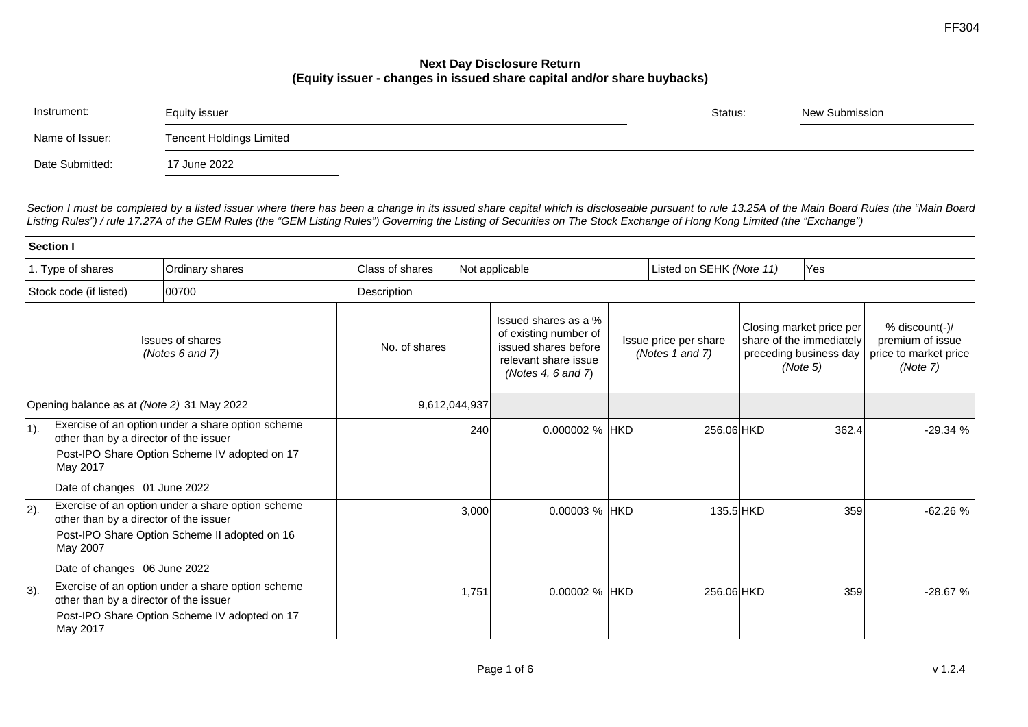## Next Day Disclosure Return
## (Equity issuer - changes in issued share capital and/or share buybacks)

| | | | |
|---|---|---|---|
| Instrument: | Equity issuer | Status: | New Submission |
| Name of Issuer: | Tencent Holdings Limited | | |
| Date Submitted: | 17 June 2022 | | |

*Section I must be completed by a listed issuer where there has been a change in its issued share capital which is discloseable pursuant to rule 13.25A of the Main Board Rules (the "Main Board Listing Rules") / rule 17.27A of the GEM Rules (the "GEM Listing Rules") Governing the Listing of Securities on The Stock Exchange of Hong Kong Limited (the "Exchange")*

| **Section I** | | | | | | |
|---|---|---|---|---|---|---|
| 1. Type of shares | Ordinary shares | Class of shares | Not applicable | Listed on SEHK *(Note 11)* | Yes | |
| Stock code (if listed) | 00700 | Description | | | | |
| Issues of shares *(Notes 6 and 7)* | | No. of shares | Issued shares as a % of existing number of issued shares before relevant share issue *(Notes 4, 6 and 7)* | Issue price per share *(Notes 1 and 7)* | Closing market price per share of the immediately preceding business day *(Note 5)* | % discount(-)/ premium of issue price to market price *(Note 7)* |
| Opening balance as at *(Note 2)* 31 May 2022 | | 9,612,044,937 | | | | |
| 1). Exercise of an option under a share option scheme other than by a director of the issuer<br>Post-IPO Share Option Scheme IV adopted on 17 May 2017<br>Date of changes 01 June 2022 | | 240 | 0.000002 % | HKD 256.06 | HKD 362.4 | -29.34 % |
| 2). Exercise of an option under a share option scheme other than by a director of the issuer<br>Post-IPO Share Option Scheme II adopted on 16 May 2007<br>Date of changes 06 June 2022 | | 3,000 | 0.00003 % | HKD 135.5 | HKD 359 | -62.26 % |
| 3). Exercise of an option under a share option scheme other than by a director of the issuer<br>Post-IPO Share Option Scheme IV adopted on 17 May 2017 | | 1,751 | 0.00002 % | HKD 256.06 | HKD 359 | -28.67 % |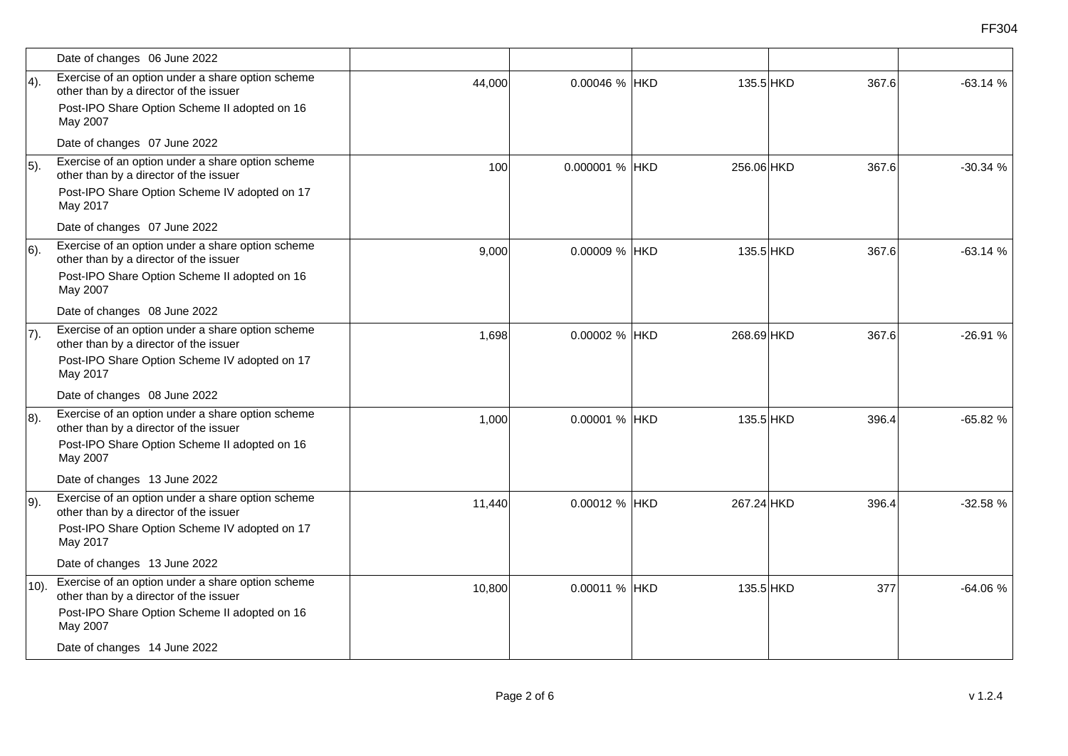| | Description | Number of shares | % of issued shares | Currency | Price | Currency | Price | % |
|---|---|---|---|---|---|---|---|---|
| | Date of changes 06 June 2022 | | | | | | | |
| 4). | Exercise of an option under a share option scheme other than by a director of the issuer<br>Post-IPO Share Option Scheme II adopted on 16 May 2007<br>Date of changes 07 June 2022 | 44,000 | 0.00046 % | HKD | 135.5 | HKD | 367.6 | -63.14 % |
| 5). | Exercise of an option under a share option scheme other than by a director of the issuer<br>Post-IPO Share Option Scheme IV adopted on 17 May 2017<br>Date of changes 07 June 2022 | 100 | 0.000001 % | HKD | 256.06 | HKD | 367.6 | -30.34 % |
| 6). | Exercise of an option under a share option scheme other than by a director of the issuer<br>Post-IPO Share Option Scheme II adopted on 16 May 2007<br>Date of changes 08 June 2022 | 9,000 | 0.00009 % | HKD | 135.5 | HKD | 367.6 | -63.14 % |
| 7). | Exercise of an option under a share option scheme other than by a director of the issuer<br>Post-IPO Share Option Scheme IV adopted on 17 May 2017<br>Date of changes 08 June 2022 | 1,698 | 0.00002 % | HKD | 268.69 | HKD | 367.6 | -26.91 % |
| 8). | Exercise of an option under a share option scheme other than by a director of the issuer<br>Post-IPO Share Option Scheme II adopted on 16 May 2007<br>Date of changes 13 June 2022 | 1,000 | 0.00001 % | HKD | 135.5 | HKD | 396.4 | -65.82 % |
| 9). | Exercise of an option under a share option scheme other than by a director of the issuer<br>Post-IPO Share Option Scheme IV adopted on 17 May 2017<br>Date of changes 13 June 2022 | 11,440 | 0.00012 % | HKD | 267.24 | HKD | 396.4 | -32.58 % |
| 10). | Exercise of an option under a share option scheme other than by a director of the issuer<br>Post-IPO Share Option Scheme II adopted on 16 May 2007<br>Date of changes 14 June 2022 | 10,800 | 0.00011 % | HKD | 135.5 | HKD | 377 | -64.06 % |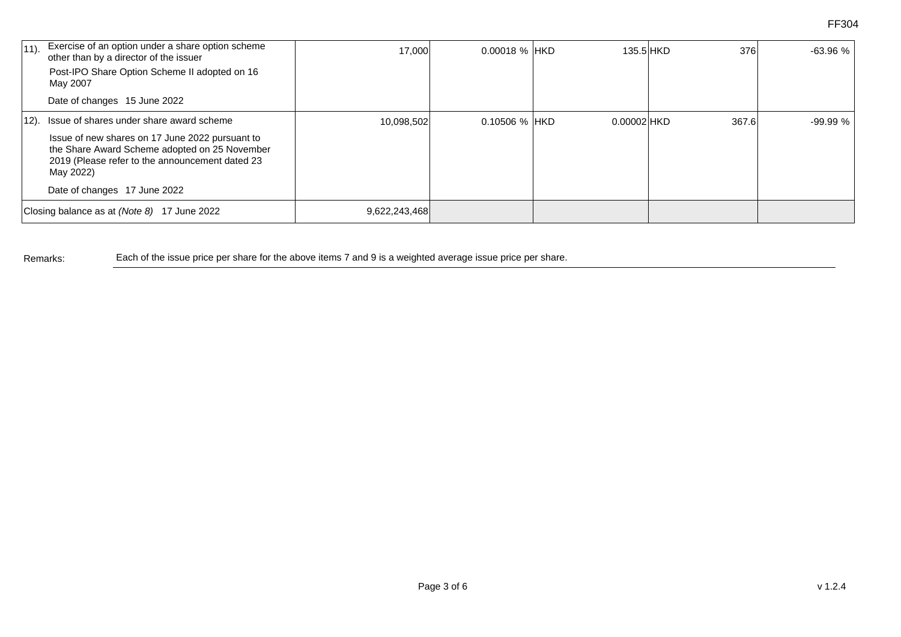| | | | | | |
|---|---|---|---|---|---|
| 11). Exercise of an option under a share option scheme other than by a director of the issuer<br>Post-IPO Share Option Scheme II adopted on 16 May 2007<br>Date of changes 15 June 2022 | 17,000 | 0.00018 % | HKD 135.5 | HKD 376 | -63.96 % |
| 12). Issue of shares under share award scheme<br>Issue of new shares on 17 June 2022 pursuant to the Share Award Scheme adopted on 25 November 2019 (Please refer to the announcement dated 23 May 2022)<br>Date of changes 17 June 2022 | 10,098,502 | 0.10506 % | HKD 0.00002 | HKD 367.6 | -99.99 % |
| Closing balance as at *(Note 8)* 17 June 2022 | 9,622,243,468 | | | | |

Remarks: Each of the issue price per share for the above items 7 and 9 is a weighted average issue price per share.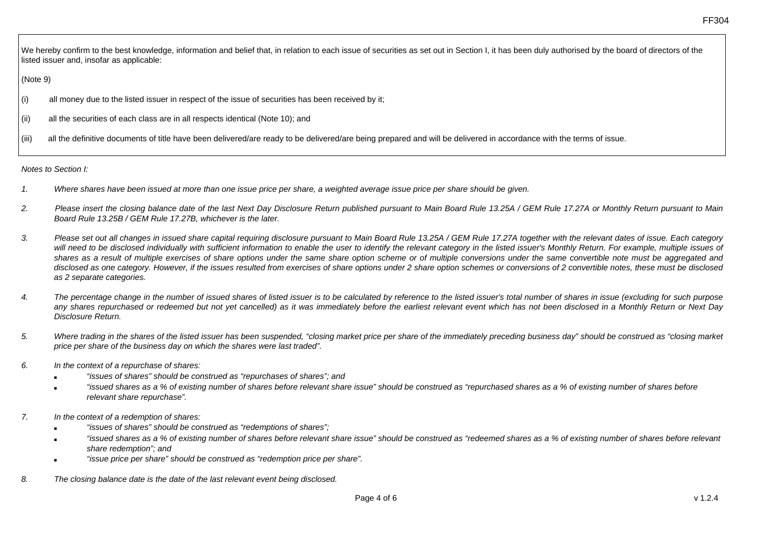We hereby confirm to the best knowledge, information and belief that, in relation to each issue of securities as set out in Section I, it has been duly authorised by the board of directors of the listed issuer and, insofar as applicable:

(Note 9)

(i) all money due to the listed issuer in respect of the issue of securities has been received by it;

(ii) all the securities of each class are in all respects identical (Note 10); and

(iii) all the definitive documents of title have been delivered/are ready to be delivered/are being prepared and will be delivered in accordance with the terms of issue.

*Notes to Section I:*

1. *Where shares have been issued at more than one issue price per share, a weighted average issue price per share should be given.*

2. *Please insert the closing balance date of the last Next Day Disclosure Return published pursuant to Main Board Rule 13.25A / GEM Rule 17.27A or Monthly Return pursuant to Main Board Rule 13.25B / GEM Rule 17.27B, whichever is the later.*

3. *Please set out all changes in issued share capital requiring disclosure pursuant to Main Board Rule 13.25A / GEM Rule 17.27A together with the relevant dates of issue. Each category will need to be disclosed individually with sufficient information to enable the user to identify the relevant category in the listed issuer's Monthly Return. For example, multiple issues of shares as a result of multiple exercises of share options under the same share option scheme or of multiple conversions under the same convertible note must be aggregated and disclosed as one category. However, if the issues resulted from exercises of share options under 2 share option schemes or conversions of 2 convertible notes, these must be disclosed as 2 separate categories.*

4. *The percentage change in the number of issued shares of listed issuer is to be calculated by reference to the listed issuer's total number of shares in issue (excluding for such purpose any shares repurchased or redeemed but not yet cancelled) as it was immediately before the earliest relevant event which has not been disclosed in a Monthly Return or Next Day Disclosure Return.*

5. *Where trading in the shares of the listed issuer has been suspended, "closing market price per share of the immediately preceding business day" should be construed as "closing market price per share of the business day on which the shares were last traded".*

6. *In the context of a repurchase of shares:*
   - *"issues of shares" should be construed as "repurchases of shares"; and*
   - *"issued shares as a % of existing number of shares before relevant share issue" should be construed as "repurchased shares as a % of existing number of shares before relevant share repurchase".*

7. *In the context of a redemption of shares:*
   - *"issues of shares" should be construed as "redemptions of shares";*
   - *"issued shares as a % of existing number of shares before relevant share issue" should be construed as "redeemed shares as a % of existing number of shares before relevant share redemption"; and*
   - *"issue price per share" should be construed as "redemption price per share".*

8. *The closing balance date is the date of the last relevant event being disclosed.*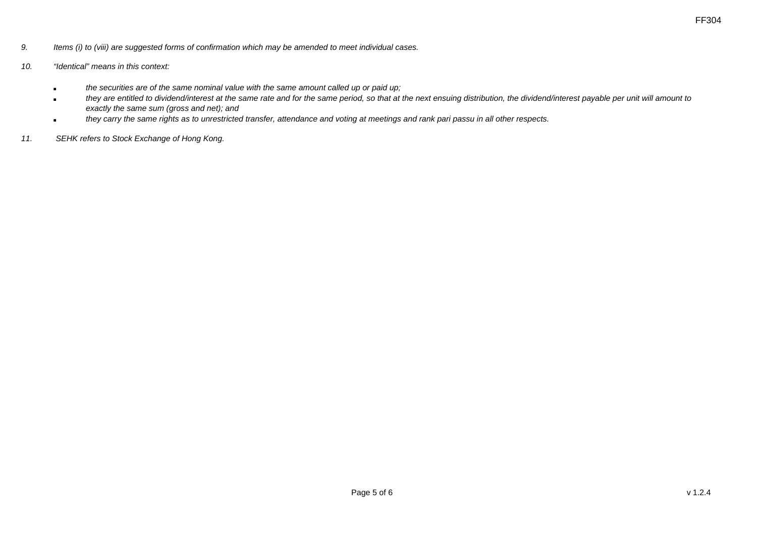*9. Items (i) to (viii) are suggested forms of confirmation which may be amended to meet individual cases.*

*10. "Identical" means in this context:*

- *the securities are of the same nominal value with the same amount called up or paid up;*
- *they are entitled to dividend/interest at the same rate and for the same period, so that at the next ensuing distribution, the dividend/interest payable per unit will amount to exactly the same sum (gross and net); and*
- *they carry the same rights as to unrestricted transfer, attendance and voting at meetings and rank pari passu in all other respects.*

*11. SEHK refers to Stock Exchange of Hong Kong.*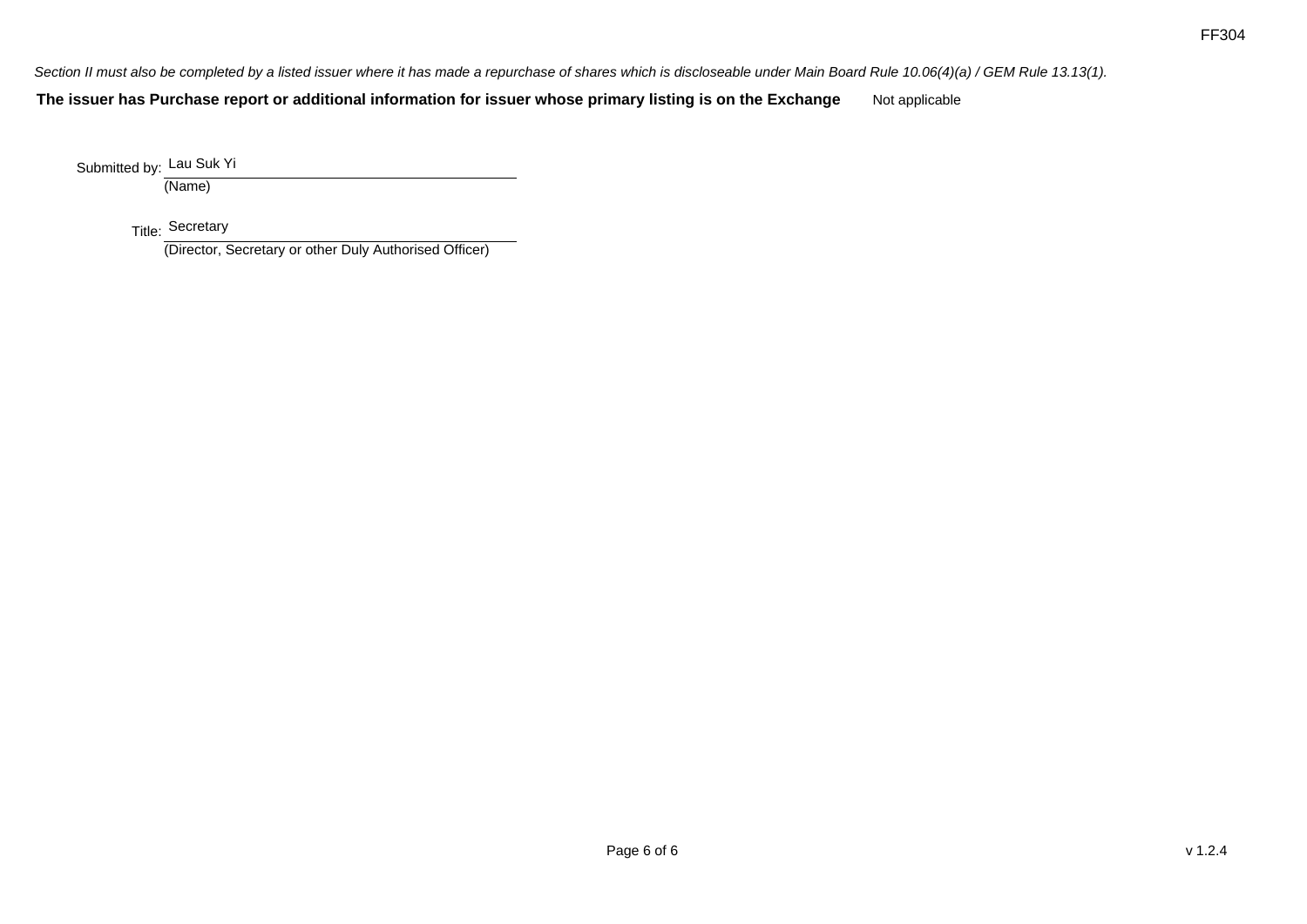*Section II must also be completed by a listed issuer where it has made a repurchase of shares which is discloseable under Main Board Rule 10.06(4)(a) / GEM Rule 13.13(1).*

**The issuer has Purchase report or additional information for issuer whose primary listing is on the Exchange** Not applicable

Submitted by: Lau Suk Yi
(Name)

Title: Secretary
(Director, Secretary or other Duly Authorised Officer)